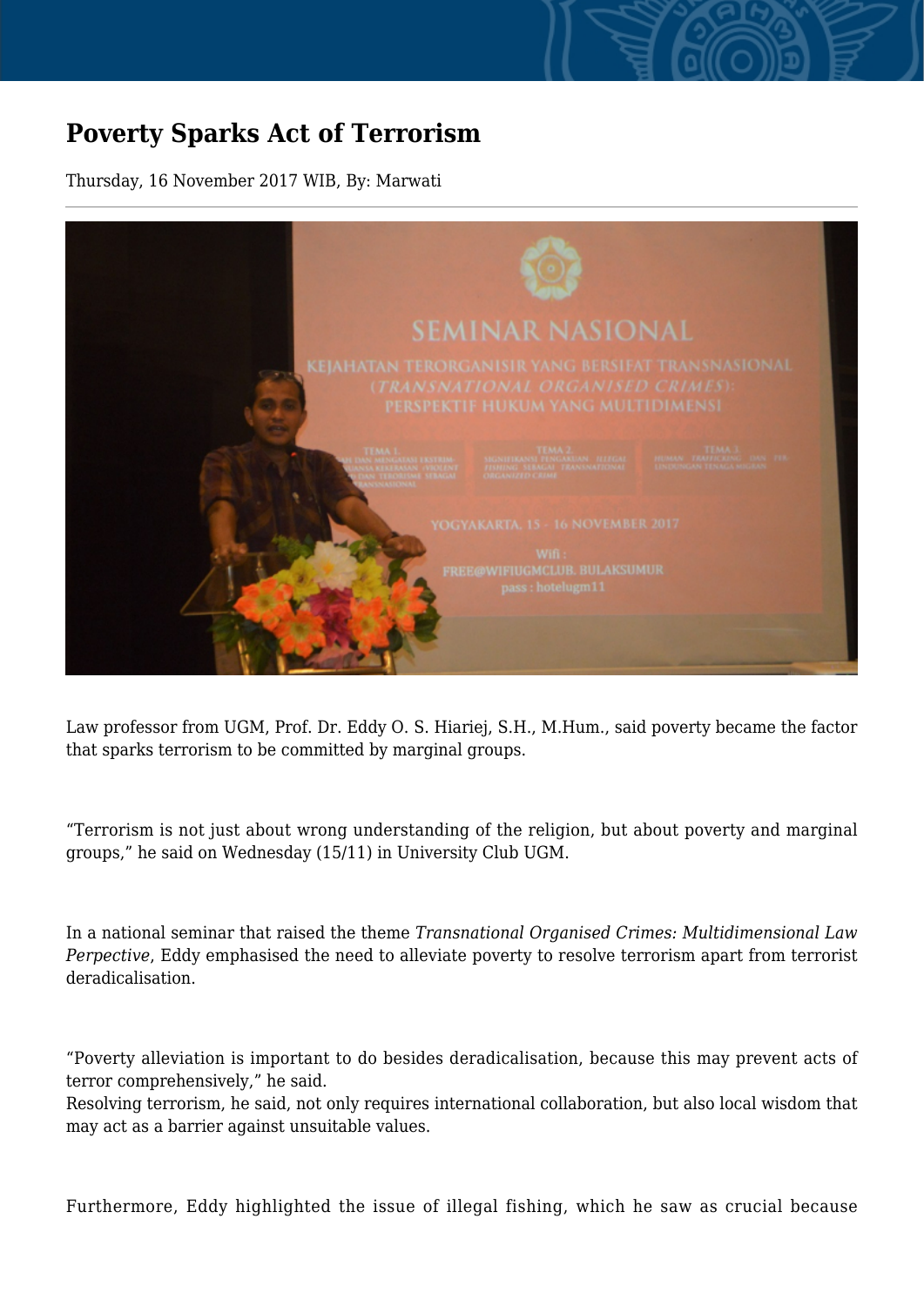# Poverty Sparks Act of Terrorism

Thursday, 16 November 2017 WIB, By: Marwati

Law professor from UGM, Prof. Dr. Eddy O. S. Hiariej, S.H., M.Hum., said poverty became the factor that sparks terrorism to be committed by marginal groups.

“Terrorism is not just about wrong understanding of the religion, but about poverty and marginal groups,” he said on Wednesday (15/11) in University Club UGM.

In a national seminar that raised the theme *Transnational Organised Crimes: Multidimensional Law Perpective*, Eddy emphasised the need to alleviate poverty to resolve terrorism apart from terrorist deradicalisation.

“Poverty alleviation is important to do besides deradicalisation, because this may prevent acts of terror comprehensively,” he said.

Resolving terrorism, he said, not only requires international collaboration, but also local wisdom that may act as a barrier against unsuitable values.

Furthermore, Eddy highlighted the issue of illegal fishing, which he saw as crucial because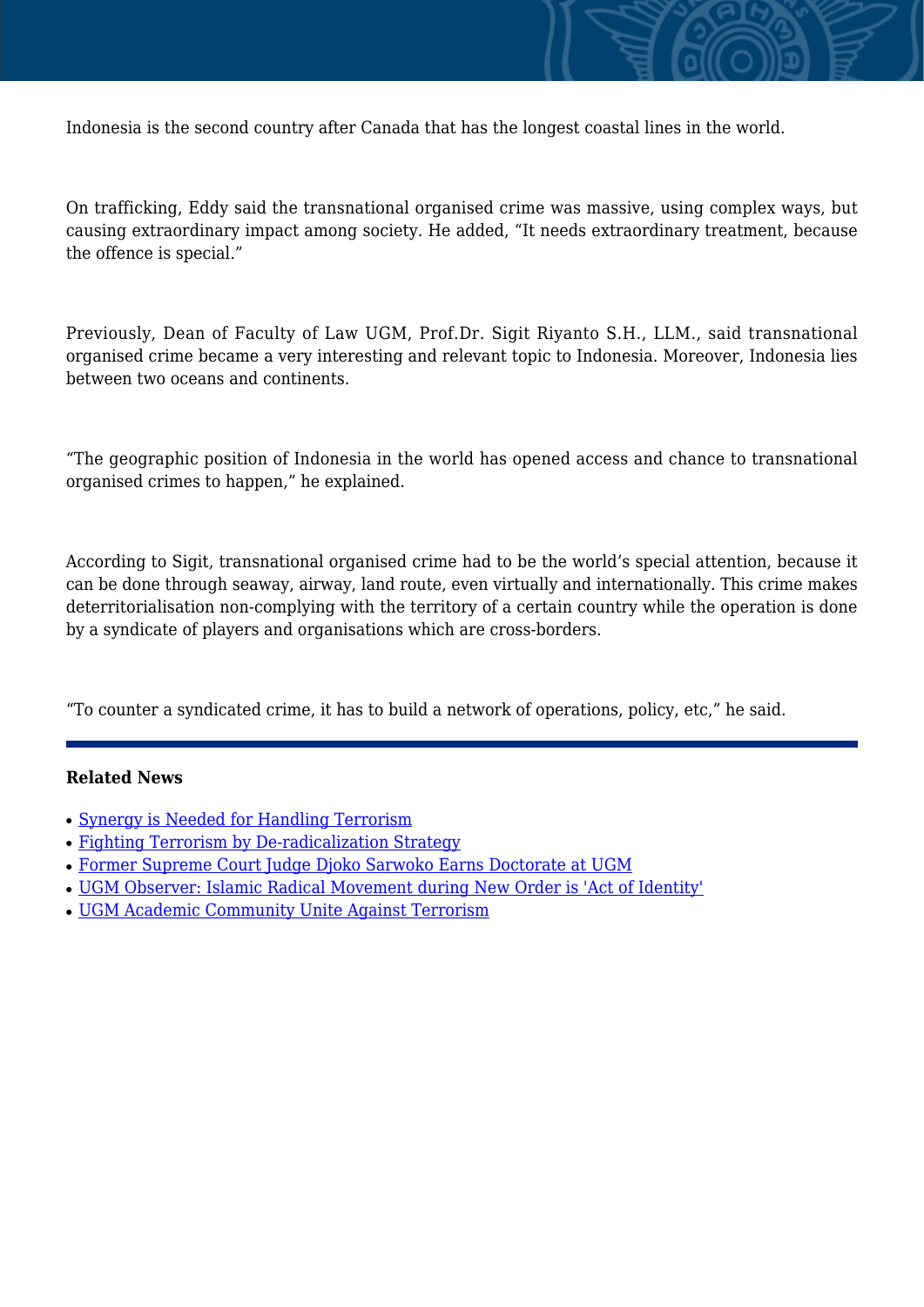Indonesia is the second country after Canada that has the longest coastal lines in the world.

On trafficking, Eddy said the transnational organised crime was massive, using complex ways, but causing extraordinary impact among society. He added, “It needs extraordinary treatment, because the offence is special.”

Previously, Dean of Faculty of Law UGM, Prof.Dr. Sigit Riyanto S.H., LLM., said transnational organised crime became a very interesting and relevant topic to Indonesia. Moreover, Indonesia lies between two oceans and continents.

“The geographic position of Indonesia in the world has opened access and chance to transnational organised crimes to happen,” he explained.

According to Sigit, transnational organised crime had to be the world’s special attention, because it can be done through seaway, airway, land route, even virtually and internationally. This crime makes deterritorialisation non-complying with the territory of a certain country while the operation is done by a syndicate of players and organisations which are cross-borders.

“To counter a syndicated crime, it has to build a network of operations, policy, etc,” he said.

---

**Related News**

- Synergy is Needed for Handling Terrorism
- Fighting Terrorism by De-radicalization Strategy
- Former Supreme Court Judge Djoko Sarwoko Earns Doctorate at UGM
- UGM Observer: Islamic Radical Movement during New Order is 'Act of Identity'
- UGM Academic Community Unite Against Terrorism